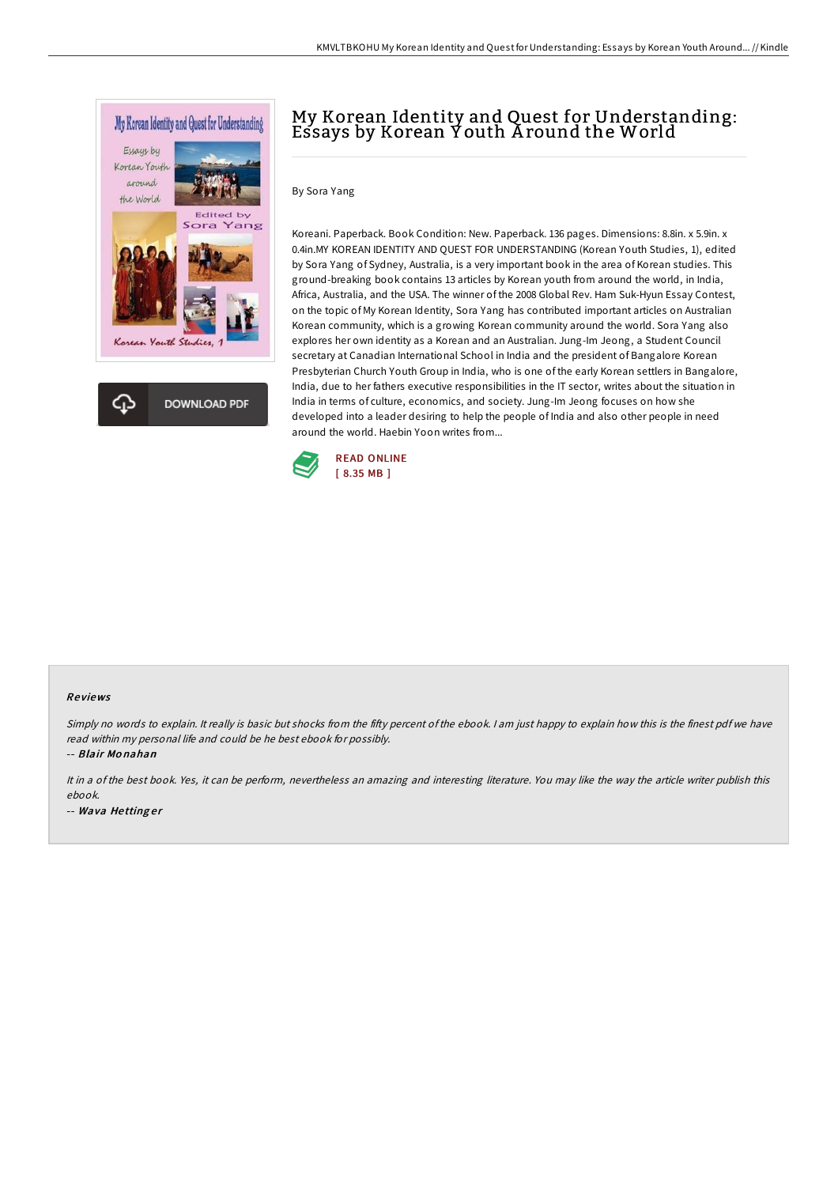# My Korean Identity and Quest for Understanding: Essays by Korean Youth Around the World

By Sora Yang

Koreani. Paperback. Book Condition: New. Paperback. 136 pages. Dimensions: 8.8in. x 5.9in. x 0.4in.MY KOREAN IDENTITY AND QUEST FOR UNDERSTANDING (Korean Youth Studies, 1), edited by Sora Yang of Sydney, Australia, is a very important book in the area of Korean studies. This ground-breaking book contains 13 articles by Korean youth from around the world, in India, Africa, Australia, and the USA. The winner of the 2008 Global Rev. Ham Suk-Hyun Essay Contest, on the topic of My Korean Identity, Sora Yang has contributed important articles on Australian Korean community, which is a growing Korean community around the world. Sora Yang also explores her own identity as a Korean and an Australian. Jung-Im Jeong, a Student Council secretary at Canadian International School in India and the president of Bangalore Korean Presbyterian Church Youth Group in India, who is one of the early Korean settlers in Bangalore, India, due to her fathers executive responsibilities in the IT sector, writes about the situation in India in terms of culture, economics, and society. Jung-Im Jeong focuses on how she developed into a leader desiring to help the people of India and also other people in need around the world. Haebin Yoon writes from...

READ ONLINE
[ 8.35 MB ]

## Reviews

*Simply no words to explain. It really is basic but shocks from the fifty percent of the ebook. I am just happy to explain how this is the finest pdf we have read within my personal life and could be he best ebook for possibly.*

-- ***Blair Monahan***

*It in a of the best book. Yes, it can be perform, nevertheless an amazing and interesting literature. You may like the way the article writer publish this ebook.*

-- ***Wava Hettinger***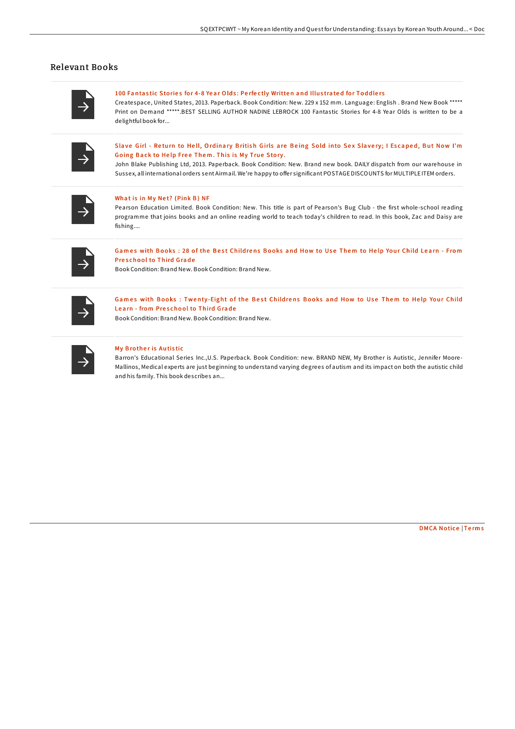## Relevant Books

### 100 Fantastic Stories for 4-8 Year Olds: Perfectly Written and Illustrated for Toddlers

Createspace, United States, 2013. Paperback. Book Condition: New. 229 x 152 mm. Language: English . Brand New Book ***** Print on Demand *****.BEST SELLING AUTHOR NADINE LEBROCK 100 Fantastic Stories for 4-8 Year Olds is written to be a delightful book for...

### Slave Girl - Return to Hell, Ordinary British Girls are Being Sold into Sex Slavery; I Escaped, But Now I'm Going Back to Help Free Them. This is My True Story.

John Blake Publishing Ltd, 2013. Paperback. Book Condition: New. Brand new book. DAILY dispatch from our warehouse in Sussex, all international orders sent Airmail. We're happy to offer significant POSTAGE DISCOUNTS for MULTIPLE ITEM orders.

### What is in My Net? (Pink B) NF

Pearson Education Limited. Book Condition: New. This title is part of Pearson's Bug Club - the first whole-school reading programme that joins books and an online reading world to teach today's children to read. In this book, Zac and Daisy are fishing....

### Games with Books : 28 of the Best Childrens Books and How to Use Them to Help Your Child Learn - From Preschool to Third Grade

Book Condition: Brand New. Book Condition: Brand New.

### Games with Books : Twenty-Eight of the Best Childrens Books and How to Use Them to Help Your Child Learn - from Preschool to Third Grade

Book Condition: Brand New. Book Condition: Brand New.

### My Brother is Autistic

Barron's Educational Series Inc.,U.S. Paperback. Book Condition: new. BRAND NEW, My Brother is Autistic, Jennifer Moore-Mallinos, Medical experts are just beginning to understand varying degrees of autism and its impact on both the autistic child and his family. This book describes an...